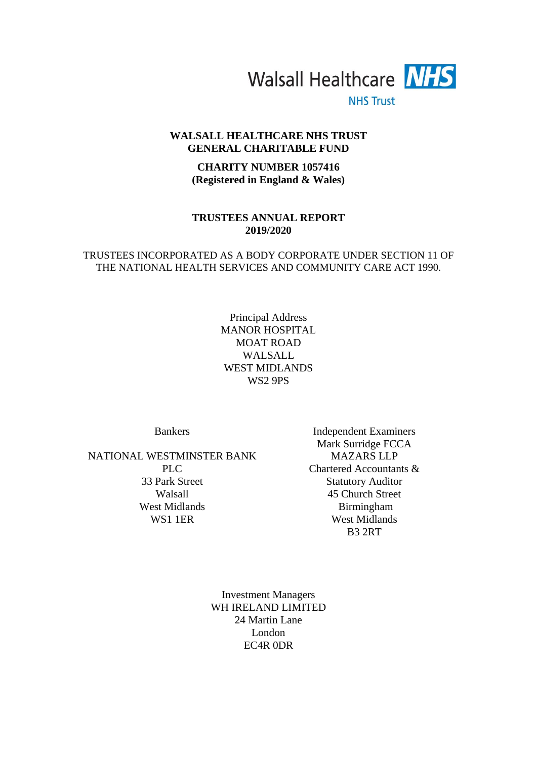Walsall Healthcare NHS

NHS Trust

# WALSALL HEALTHCARE NHS TRUST
# GENERAL CHARITABLE FUND

**CHARITY NUMBER 1057416**
**(Registered in England & Wales)**

## TRUSTEES ANNUAL REPORT
## 2019/2020

TRUSTEES INCORPORATED AS A BODY CORPORATE UNDER SECTION 11 OF THE NATIONAL HEALTH SERVICES AND COMMUNITY CARE ACT 1990.

Principal Address
MANOR HOSPITAL
MOAT ROAD
WALSALL
WEST MIDLANDS
WS2 9PS

Bankers

NATIONAL WESTMINSTER BANK PLC
33 Park Street
Walsall
West Midlands
WS1 1ER

Independent Examiners
Mark Surridge FCCA
MAZARS LLP
Chartered Accountants & Statutory Auditor
45 Church Street
Birmingham
West Midlands
B3 2RT

Investment Managers
WH IRELAND LIMITED
24 Martin Lane
London
EC4R 0DR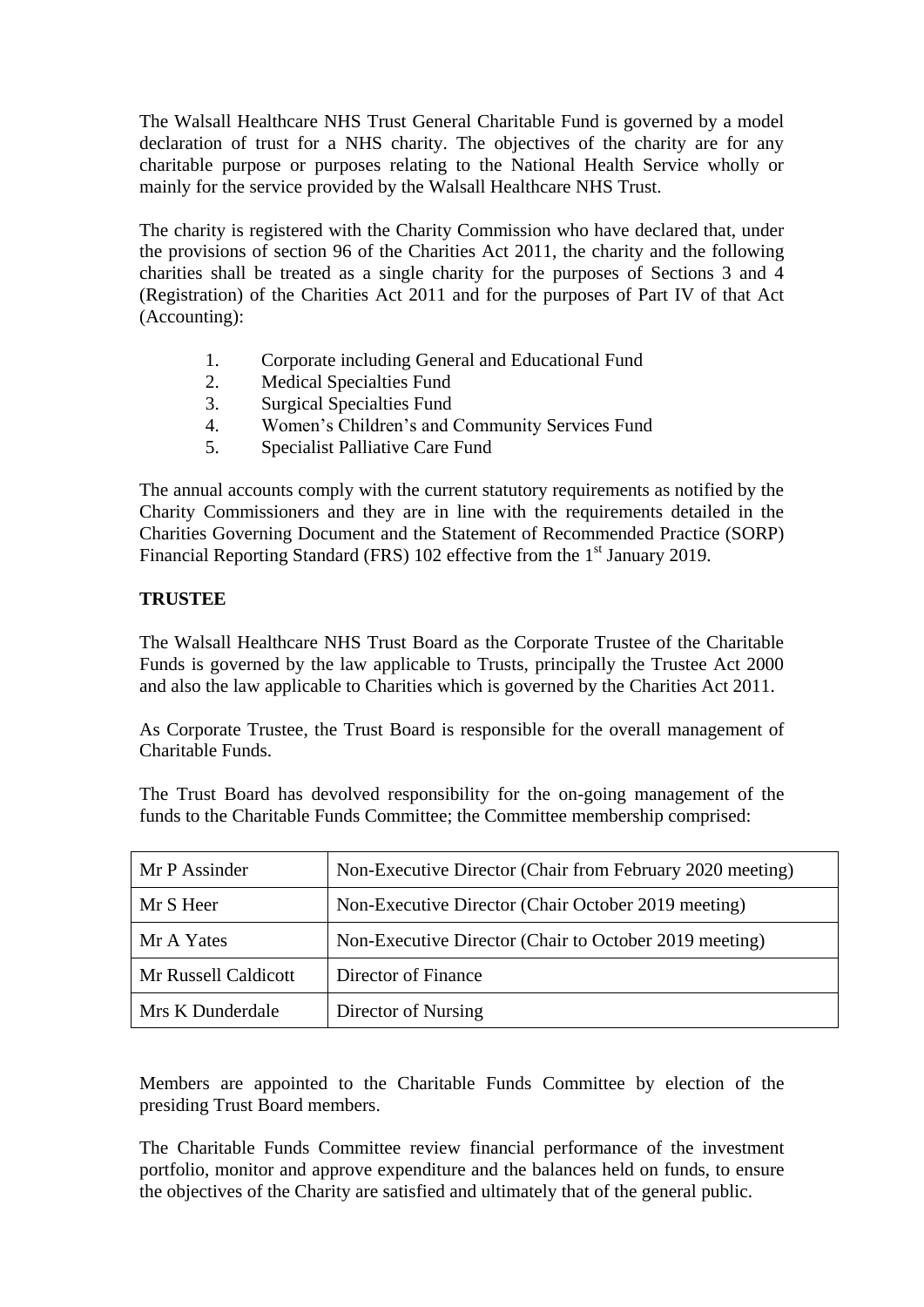The Walsall Healthcare NHS Trust General Charitable Fund is governed by a model declaration of trust for a NHS charity. The objectives of the charity are for any charitable purpose or purposes relating to the National Health Service wholly or mainly for the service provided by the Walsall Healthcare NHS Trust.

The charity is registered with the Charity Commission who have declared that, under the provisions of section 96 of the Charities Act 2011, the charity and the following charities shall be treated as a single charity for the purposes of Sections 3 and 4 (Registration) of the Charities Act 2011 and for the purposes of Part IV of that Act (Accounting):

1. Corporate including General and Educational Fund
2. Medical Specialties Fund
3. Surgical Specialties Fund
4. Women's Children's and Community Services Fund
5. Specialist Palliative Care Fund

The annual accounts comply with the current statutory requirements as notified by the Charity Commissioners and they are in line with the requirements detailed in the Charities Governing Document and the Statement of Recommended Practice (SORP) Financial Reporting Standard (FRS) 102 effective from the 1st January 2019.

**TRUSTEE**

The Walsall Healthcare NHS Trust Board as the Corporate Trustee of the Charitable Funds is governed by the law applicable to Trusts, principally the Trustee Act 2000 and also the law applicable to Charities which is governed by the Charities Act 2011.

As Corporate Trustee, the Trust Board is responsible for the overall management of Charitable Funds.

The Trust Board has devolved responsibility for the on-going management of the funds to the Charitable Funds Committee; the Committee membership comprised:

| Mr P Assinder | Non-Executive Director (Chair from February 2020 meeting) |
|---|---|
| Mr S Heer | Non-Executive Director (Chair October 2019 meeting) |
| Mr A Yates | Non-Executive Director (Chair to October 2019 meeting) |
| Mr Russell Caldicott | Director of Finance |
| Mrs K Dunderdale | Director of Nursing |

Members are appointed to the Charitable Funds Committee by election of the presiding Trust Board members.

The Charitable Funds Committee review financial performance of the investment portfolio, monitor and approve expenditure and the balances held on funds, to ensure the objectives of the Charity are satisfied and ultimately that of the general public.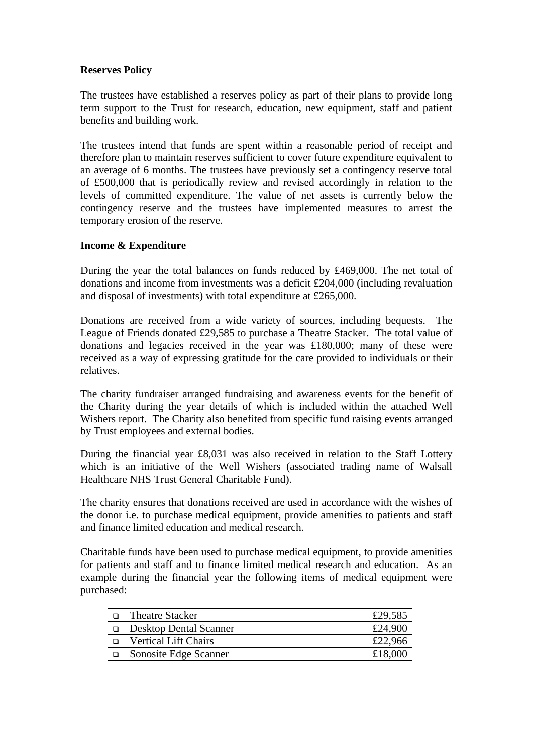**Reserves Policy**

The trustees have established a reserves policy as part of their plans to provide long term support to the Trust for research, education, new equipment, staff and patient benefits and building work.

The trustees intend that funds are spent within a reasonable period of receipt and therefore plan to maintain reserves sufficient to cover future expenditure equivalent to an average of 6 months. The trustees have previously set a contingency reserve total of £500,000 that is periodically review and revised accordingly in relation to the levels of committed expenditure. The value of net assets is currently below the contingency reserve and the trustees have implemented measures to arrest the temporary erosion of the reserve.

**Income & Expenditure**

During the year the total balances on funds reduced by £469,000. The net total of donations and income from investments was a deficit £204,000 (including revaluation and disposal of investments) with total expenditure at £265,000.

Donations are received from a wide variety of sources, including bequests. The League of Friends donated £29,585 to purchase a Theatre Stacker. The total value of donations and legacies received in the year was £180,000; many of these were received as a way of expressing gratitude for the care provided to individuals or their relatives.

The charity fundraiser arranged fundraising and awareness events for the benefit of the Charity during the year details of which is included within the attached Well Wishers report. The Charity also benefited from specific fund raising events arranged by Trust employees and external bodies.

During the financial year £8,031 was also received in relation to the Staff Lottery which is an initiative of the Well Wishers (associated trading name of Walsall Healthcare NHS Trust General Charitable Fund).

The charity ensures that donations received are used in accordance with the wishes of the donor i.e. to purchase medical equipment, provide amenities to patients and staff and finance limited education and medical research.

Charitable funds have been used to purchase medical equipment, to provide amenities for patients and staff and to finance limited medical research and education. As an example during the financial year the following items of medical equipment were purchased:

| | | |
|---|---|---|
| ❑ | Theatre Stacker | £29,585 |
| ❑ | Desktop Dental Scanner | £24,900 |
| ❑ | Vertical Lift Chairs | £22,966 |
| ❑ | Sonosite Edge Scanner | £18,000 |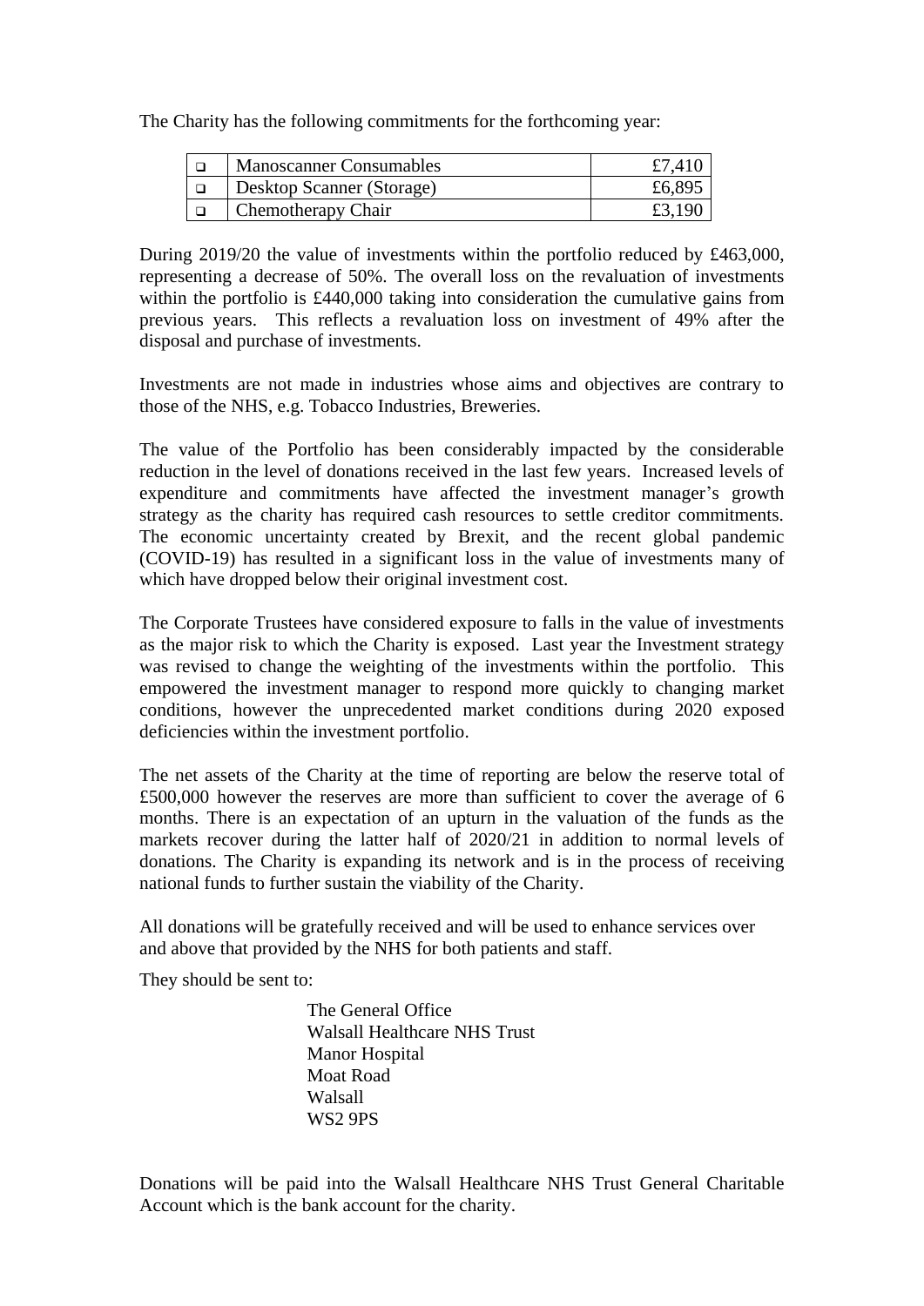The Charity has the following commitments for the forthcoming year:

| | | |
|---|---|---|
| ❑ | Manoscanner Consumables | £7,410 |
| ❑ | Desktop Scanner (Storage) | £6,895 |
| ❑ | Chemotherapy Chair | £3,190 |

During 2019/20 the value of investments within the portfolio reduced by £463,000, representing a decrease of 50%. The overall loss on the revaluation of investments within the portfolio is £440,000 taking into consideration the cumulative gains from previous years. This reflects a revaluation loss on investment of 49% after the disposal and purchase of investments.

Investments are not made in industries whose aims and objectives are contrary to those of the NHS, e.g. Tobacco Industries, Breweries.

The value of the Portfolio has been considerably impacted by the considerable reduction in the level of donations received in the last few years. Increased levels of expenditure and commitments have affected the investment manager's growth strategy as the charity has required cash resources to settle creditor commitments. The economic uncertainty created by Brexit, and the recent global pandemic (COVID-19) has resulted in a significant loss in the value of investments many of which have dropped below their original investment cost.

The Corporate Trustees have considered exposure to falls in the value of investments as the major risk to which the Charity is exposed. Last year the Investment strategy was revised to change the weighting of the investments within the portfolio. This empowered the investment manager to respond more quickly to changing market conditions, however the unprecedented market conditions during 2020 exposed deficiencies within the investment portfolio.

The net assets of the Charity at the time of reporting are below the reserve total of £500,000 however the reserves are more than sufficient to cover the average of 6 months. There is an expectation of an upturn in the valuation of the funds as the markets recover during the latter half of 2020/21 in addition to normal levels of donations. The Charity is expanding its network and is in the process of receiving national funds to further sustain the viability of the Charity.

All donations will be gratefully received and will be used to enhance services over and above that provided by the NHS for both patients and staff.

They should be sent to:

The General Office
Walsall Healthcare NHS Trust
Manor Hospital
Moat Road
Walsall
WS2 9PS

Donations will be paid into the Walsall Healthcare NHS Trust General Charitable Account which is the bank account for the charity.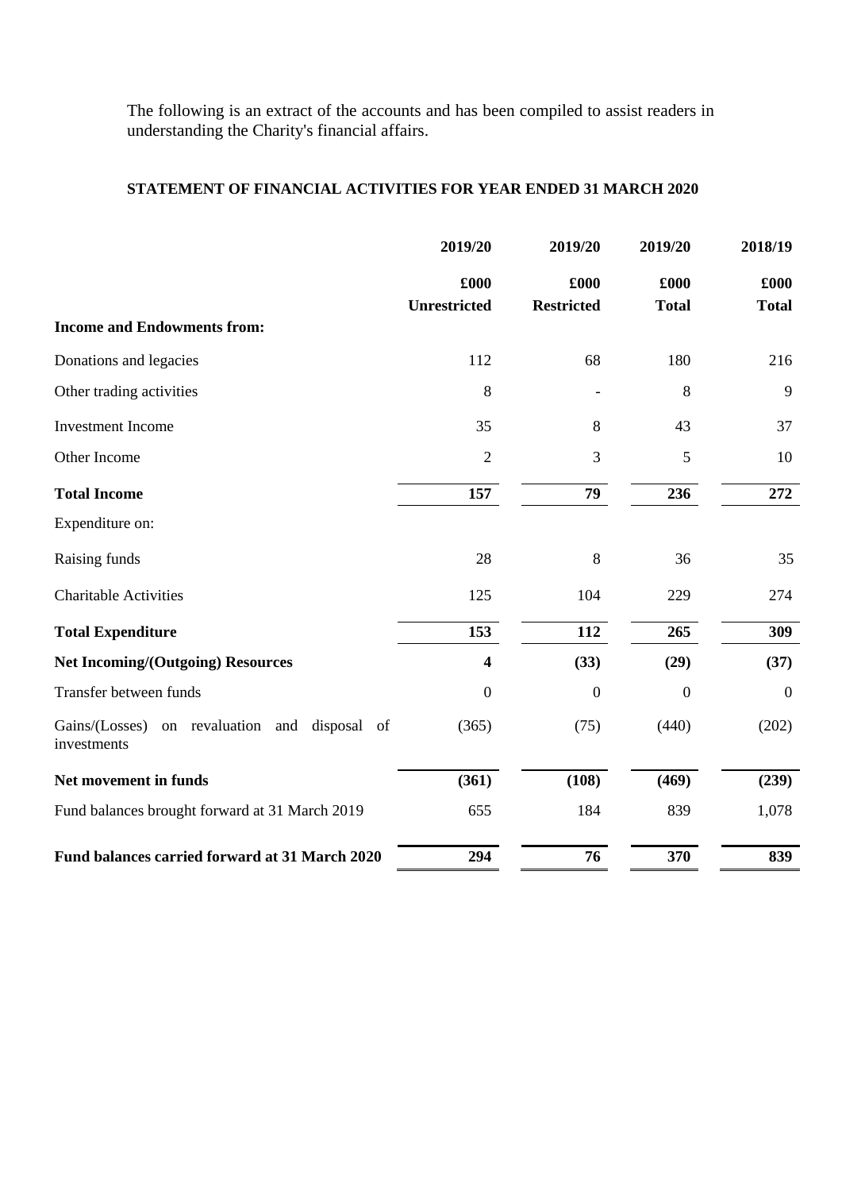The following is an extract of the accounts and has been compiled to assist readers in understanding the Charity's financial affairs.

**STATEMENT OF FINANCIAL ACTIVITIES FOR YEAR ENDED 31 MARCH 2020**

| | 2019/20 | 2019/20 | 2019/20 | 2018/19 |
|---|---|---|---|---|
| | £000 | £000 | £000 | £000 |
| | **Unrestricted** | **Restricted** | **Total** | **Total** |
| **Income and Endowments from:** | | | | |
| Donations and legacies | 112 | 68 | 180 | 216 |
| Other trading activities | 8 | - | 8 | 9 |
| Investment Income | 35 | 8 | 43 | 37 |
| Other Income | 2 | 3 | 5 | 10 |
| **Total Income** | **157** | **79** | **236** | **272** |
| Expenditure on: | | | | |
| Raising funds | 28 | 8 | 36 | 35 |
| Charitable Activities | 125 | 104 | 229 | 274 |
| **Total Expenditure** | **153** | **112** | **265** | **309** |
| **Net Incoming/(Outgoing) Resources** | **4** | **(33)** | **(29)** | **(37)** |
| Transfer between funds | 0 | 0 | 0 | 0 |
| Gains/(Losses) on revaluation and disposal of investments | (365) | (75) | (440) | (202) |
| **Net movement in funds** | **(361)** | **(108)** | **(469)** | **(239)** |
| Fund balances brought forward at 31 March 2019 | 655 | 184 | 839 | 1,078 |
| **Fund balances carried forward at 31 March 2020** | **294** | **76** | **370** | **839** |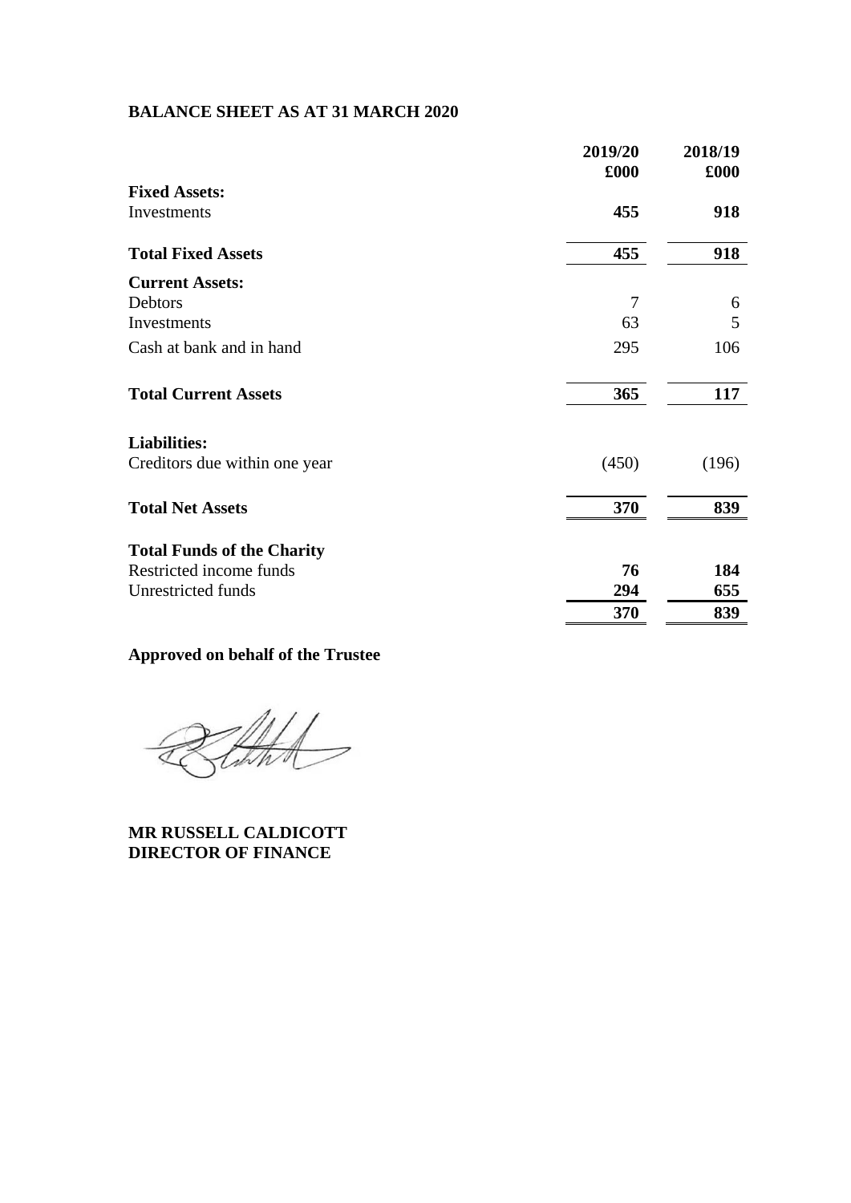**BALANCE SHEET AS AT 31 MARCH 2020**

| | 2019/20<br>£000 | 2018/19<br>£000 |
|---|---|---|
| **Fixed Assets:** | | |
| Investments | **455** | **918** |
| **Total Fixed Assets** | **455** | **918** |
| **Current Assets:** | | |
| Debtors | 7 | 6 |
| Investments | 63 | 5 |
| Cash at bank and in hand | 295 | 106 |
| **Total Current Assets** | **365** | **117** |
| **Liabilities:** | | |
| Creditors due within one year | (450) | (196) |
| **Total Net Assets** | **370** | **839** |
| **Total Funds of the Charity** | | |
| Restricted income funds | **76** | **184** |
| Unrestricted funds | **294** | **655** |
| | **370** | **839** |

**Approved on behalf of the Trustee**

**MR RUSSELL CALDICOTT**
**DIRECTOR OF FINANCE**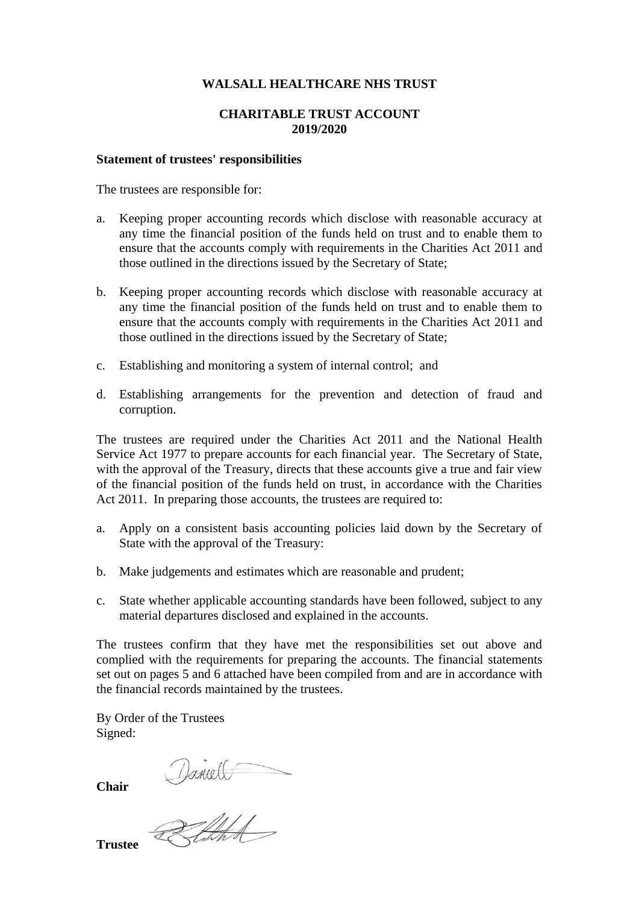**WALSALL HEALTHCARE NHS TRUST**

**CHARITABLE TRUST ACCOUNT**
**2019/2020**

**Statement of trustees' responsibilities**

The trustees are responsible for:

a. Keeping proper accounting records which disclose with reasonable accuracy at any time the financial position of the funds held on trust and to enable them to ensure that the accounts comply with requirements in the Charities Act 2011 and those outlined in the directions issued by the Secretary of State;

b. Keeping proper accounting records which disclose with reasonable accuracy at any time the financial position of the funds held on trust and to enable them to ensure that the accounts comply with requirements in the Charities Act 2011 and those outlined in the directions issued by the Secretary of State;

c. Establishing and monitoring a system of internal control; and

d. Establishing arrangements for the prevention and detection of fraud and corruption.

The trustees are required under the Charities Act 2011 and the National Health Service Act 1977 to prepare accounts for each financial year. The Secretary of State, with the approval of the Treasury, directs that these accounts give a true and fair view of the financial position of the funds held on trust, in accordance with the Charities Act 2011. In preparing those accounts, the trustees are required to:

a. Apply on a consistent basis accounting policies laid down by the Secretary of State with the approval of the Treasury:

b. Make judgements and estimates which are reasonable and prudent;

c. State whether applicable accounting standards have been followed, subject to any material departures disclosed and explained in the accounts.

The trustees confirm that they have met the responsibilities set out above and complied with the requirements for preparing the accounts. The financial statements set out on pages 5 and 6 attached have been compiled from and are in accordance with the financial records maintained by the trustees.

By Order of the Trustees
Signed:

**Chair**

**Trustee**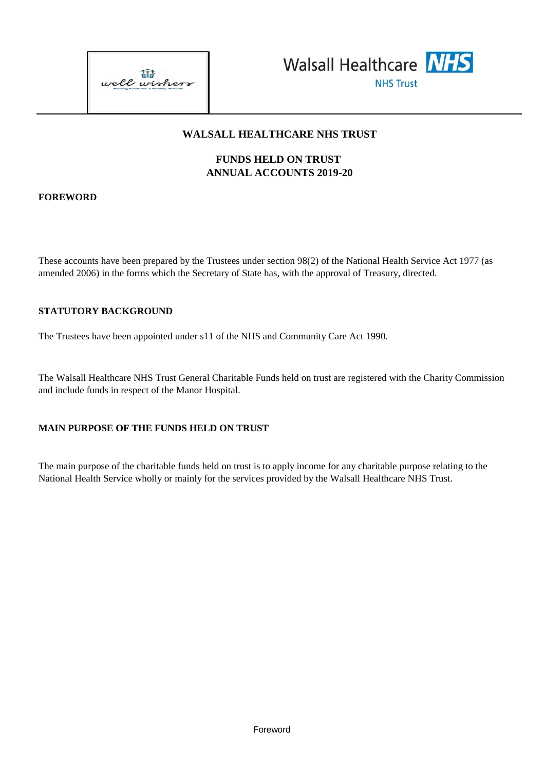# WALSALL HEALTHCARE NHS TRUST

## FUNDS HELD ON TRUST
## ANNUAL ACCOUNTS 2019-20

**FOREWORD**

These accounts have been prepared by the Trustees under section 98(2) of the National Health Service Act 1977 (as amended 2006) in the forms which the Secretary of State has, with the approval of Treasury, directed.

**STATUTORY BACKGROUND**

The Trustees have been appointed under s11 of the NHS and Community Care Act 1990.

The Walsall Healthcare NHS Trust General Charitable Funds held on trust are registered with the Charity Commission and include funds in respect of the Manor Hospital.

**MAIN PURPOSE OF THE FUNDS HELD ON TRUST**

The main purpose of the charitable funds held on trust is to apply income for any charitable purpose relating to the National Health Service wholly or mainly for the services provided by the Walsall Healthcare NHS Trust.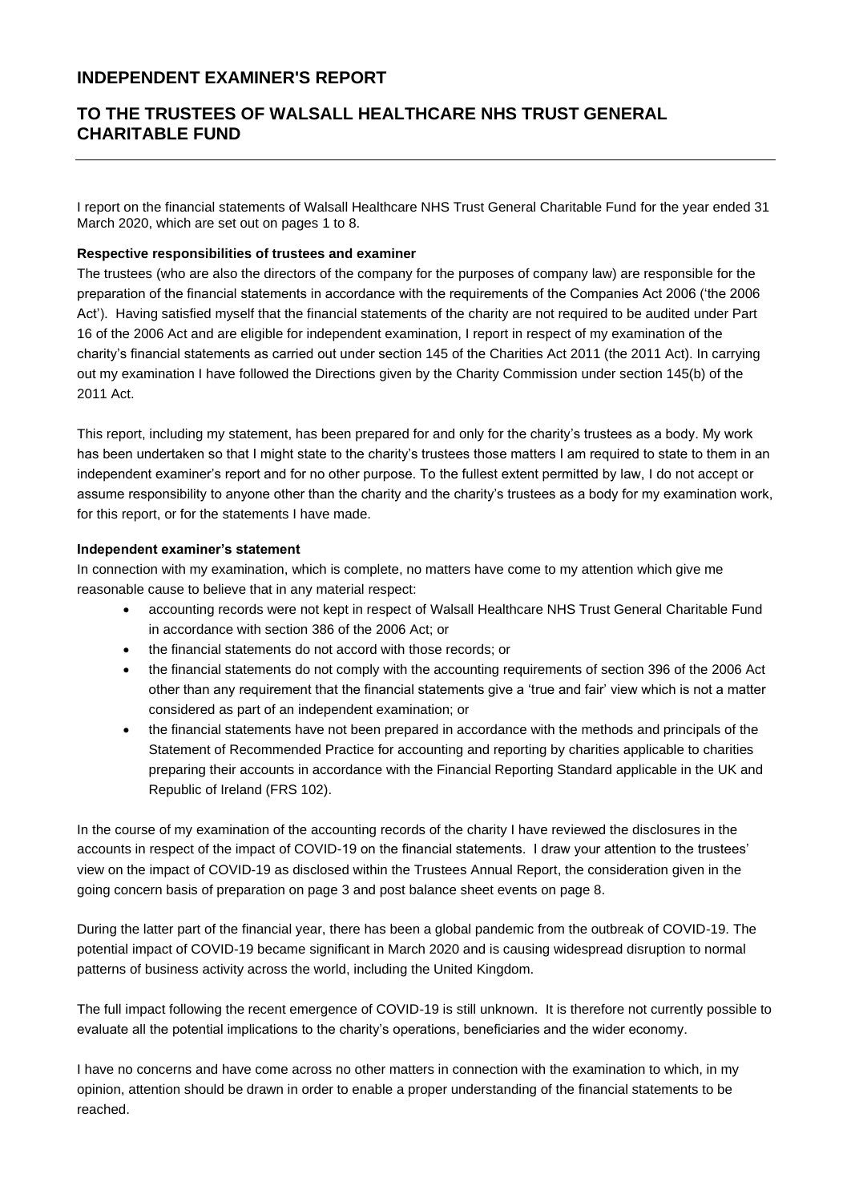# INDEPENDENT EXAMINER'S REPORT

# TO THE TRUSTEES OF WALSALL HEALTHCARE NHS TRUST GENERAL CHARITABLE FUND

I report on the financial statements of Walsall Healthcare NHS Trust General Charitable Fund for the year ended 31 March 2020, which are set out on pages 1 to 8.

**Respective responsibilities of trustees and examiner**

The trustees (who are also the directors of the company for the purposes of company law) are responsible for the preparation of the financial statements in accordance with the requirements of the Companies Act 2006 ('the 2006 Act'). Having satisfied myself that the financial statements of the charity are not required to be audited under Part 16 of the 2006 Act and are eligible for independent examination, I report in respect of my examination of the charity's financial statements as carried out under section 145 of the Charities Act 2011 (the 2011 Act). In carrying out my examination I have followed the Directions given by the Charity Commission under section 145(b) of the 2011 Act.

This report, including my statement, has been prepared for and only for the charity's trustees as a body. My work has been undertaken so that I might state to the charity's trustees those matters I am required to state to them in an independent examiner's report and for no other purpose. To the fullest extent permitted by law, I do not accept or assume responsibility to anyone other than the charity and the charity's trustees as a body for my examination work, for this report, or for the statements I have made.

**Independent examiner's statement**

In connection with my examination, which is complete, no matters have come to my attention which give me reasonable cause to believe that in any material respect:

- accounting records were not kept in respect of Walsall Healthcare NHS Trust General Charitable Fund in accordance with section 386 of the 2006 Act; or
- the financial statements do not accord with those records; or
- the financial statements do not comply with the accounting requirements of section 396 of the 2006 Act other than any requirement that the financial statements give a 'true and fair' view which is not a matter considered as part of an independent examination; or
- the financial statements have not been prepared in accordance with the methods and principals of the Statement of Recommended Practice for accounting and reporting by charities applicable to charities preparing their accounts in accordance with the Financial Reporting Standard applicable in the UK and Republic of Ireland (FRS 102).

In the course of my examination of the accounting records of the charity I have reviewed the disclosures in the accounts in respect of the impact of COVID-19 on the financial statements. I draw your attention to the trustees' view on the impact of COVID-19 as disclosed within the Trustees Annual Report, the consideration given in the going concern basis of preparation on page 3 and post balance sheet events on page 8.

During the latter part of the financial year, there has been a global pandemic from the outbreak of COVID-19. The potential impact of COVID-19 became significant in March 2020 and is causing widespread disruption to normal patterns of business activity across the world, including the United Kingdom.

The full impact following the recent emergence of COVID-19 is still unknown. It is therefore not currently possible to evaluate all the potential implications to the charity's operations, beneficiaries and the wider economy.

I have no concerns and have come across no other matters in connection with the examination to which, in my opinion, attention should be drawn in order to enable a proper understanding of the financial statements to be reached.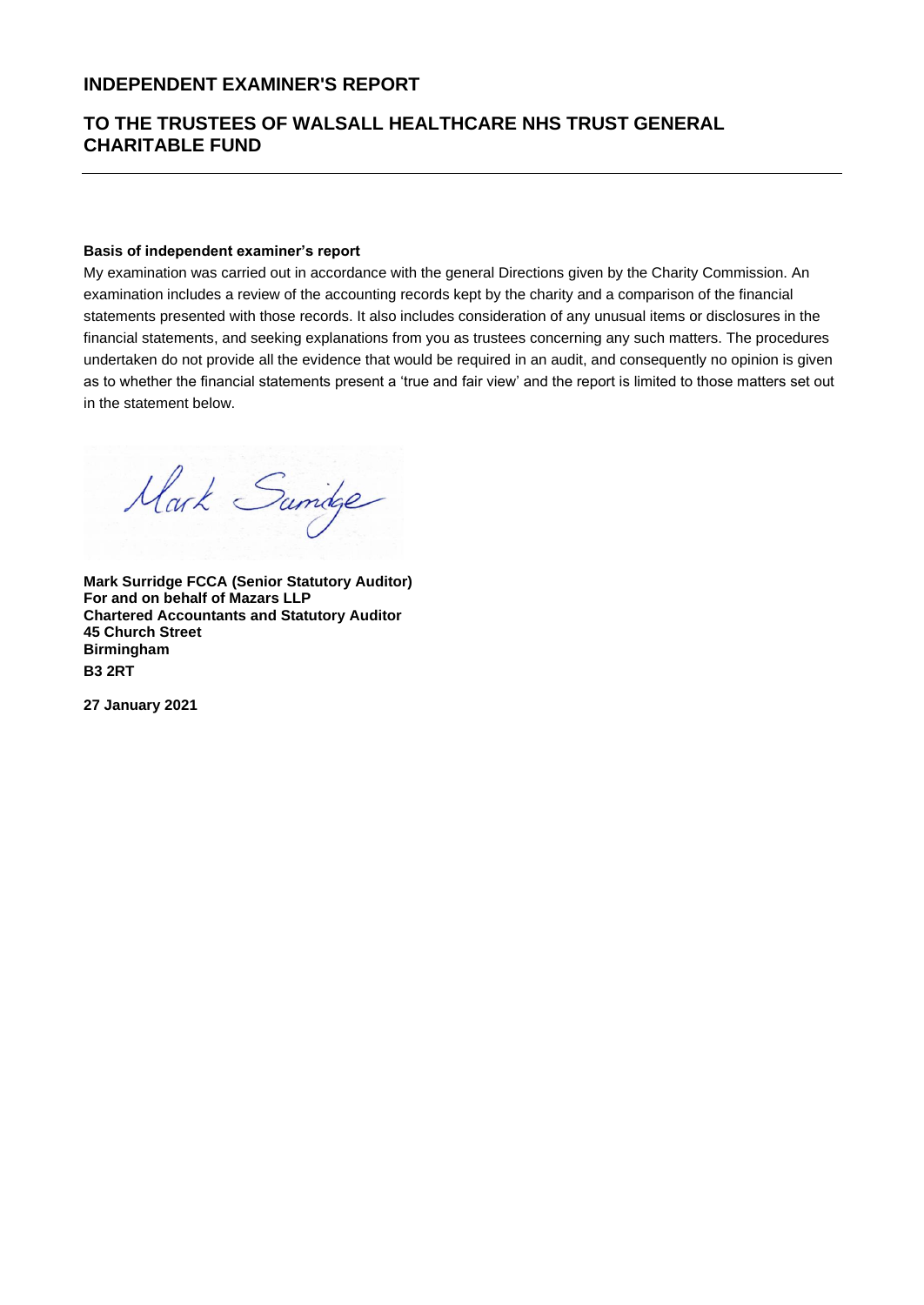# INDEPENDENT EXAMINER'S REPORT

## TO THE TRUSTEES OF WALSALL HEALTHCARE NHS TRUST GENERAL CHARITABLE FUND

---

**Basis of independent examiner's report**

My examination was carried out in accordance with the general Directions given by the Charity Commission. An examination includes a review of the accounting records kept by the charity and a comparison of the financial statements presented with those records. It also includes consideration of any unusual items or disclosures in the financial statements, and seeking explanations from you as trustees concerning any such matters. The procedures undertaken do not provide all the evidence that would be required in an audit, and consequently no opinion is given as to whether the financial statements present a 'true and fair view' and the report is limited to those matters set out in the statement below.

Mark Surridge

**Mark Surridge FCCA (Senior Statutory Auditor)**
**For and on behalf of Mazars LLP**
**Chartered Accountants and Statutory Auditor**
**45 Church Street**
**Birmingham**
**B3 2RT**

**27 January 2021**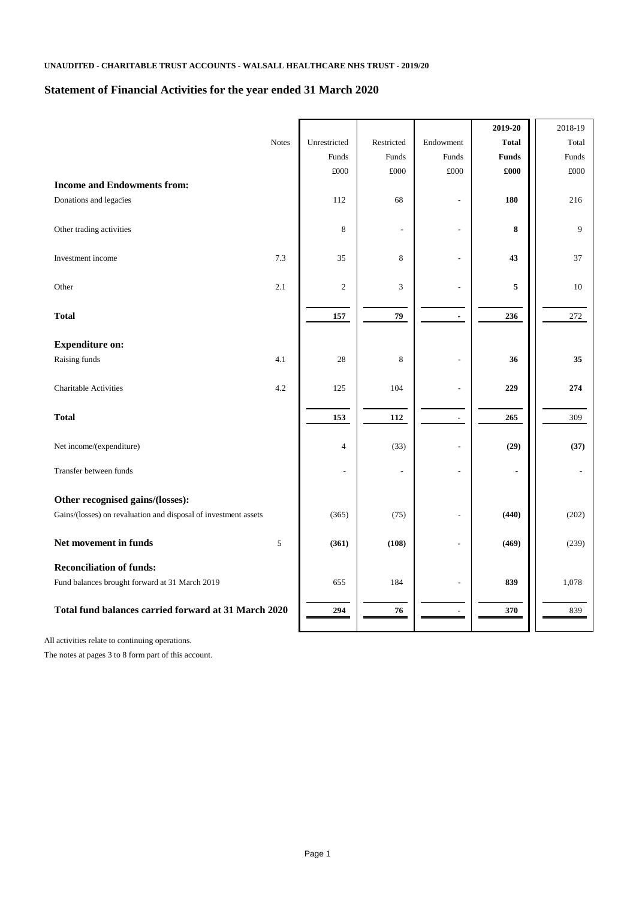**UNAUDITED - CHARITABLE TRUST ACCOUNTS - WALSALL HEALTHCARE NHS TRUST - 2019/20**

## Statement of Financial Activities for the year ended 31 March 2020

| | Notes | Unrestricted Funds £000 | Restricted Funds £000 | Endowment Funds £000 | **2019-20 Total Funds £000** | 2018-19 Total Funds £000 |
|---|---|---|---|---|---|---|
| **Income and Endowments from:** | | | | | | |
| Donations and legacies | | 112 | 68 | - | **180** | 216 |
| Other trading activities | | 8 | - | - | **8** | 9 |
| Investment income | 7.3 | 35 | 8 | - | **43** | 37 |
| Other | 2.1 | 2 | 3 | - | **5** | 10 |
| **Total** | | **157** | **79** | **-** | **236** | 272 |
| **Expenditure on:** | | | | | | |
| Raising funds | 4.1 | 28 | 8 | - | **36** | **35** |
| Charitable Activities | 4.2 | 125 | 104 | - | **229** | **274** |
| **Total** | | **153** | **112** | **-** | **265** | 309 |
| Net income/(expenditure) | | 4 | (33) | - | **(29)** | **(37)** |
| Transfer between funds | | - | - | - | **-** | - |
| **Other recognised gains/(losses):** | | | | | | |
| Gains/(losses) on revaluation and disposal of investment assets | | (365) | (75) | - | **(440)** | (202) |
| **Net movement in funds** | 5 | **(361)** | **(108)** | **-** | **(469)** | (239) |
| **Reconciliation of funds:** | | | | | | |
| Fund balances brought forward at 31 March 2019 | | 655 | 184 | - | **839** | 1,078 |
| **Total fund balances carried forward at 31 March 2020** | | **294** | **76** | **-** | **370** | 839 |

All activities relate to continuing operations.

The notes at pages 3 to 8 form part of this account.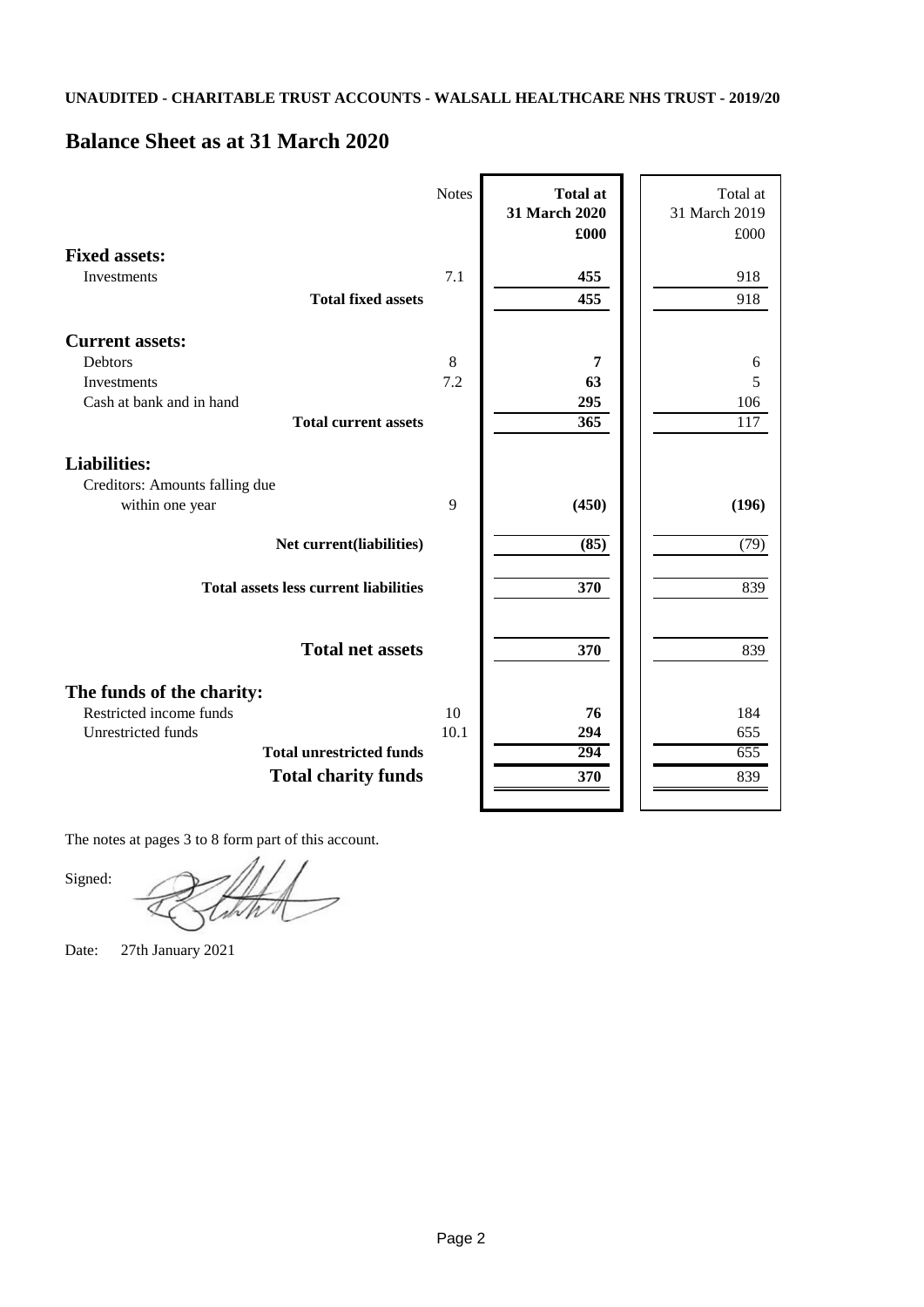**UNAUDITED - CHARITABLE TRUST ACCOUNTS - WALSALL HEALTHCARE NHS TRUST - 2019/20**

# Balance Sheet as at 31 March 2020

| | Notes | **Total at 31 March 2020 £000** | Total at 31 March 2019 £000 |
|---|---|---|---|
| **Fixed assets:** | | | |
| Investments | 7.1 | **455** | 918 |
| **Total fixed assets** | | **455** | 918 |
| **Current assets:** | | | |
| Debtors | 8 | **7** | 6 |
| Investments | 7.2 | **63** | 5 |
| Cash at bank and in hand | | **295** | 106 |
| **Total current assets** | | **365** | 117 |
| **Liabilities:** | | | |
| Creditors: Amounts falling due within one year | 9 | **(450)** | **(196)** |
| **Net current(liabilities)** | | **(85)** | (79) |
| **Total assets less current liabilities** | | **370** | 839 |
| **Total net assets** | | **370** | 839 |
| **The funds of the charity:** | | | |
| Restricted income funds | 10 | **76** | 184 |
| Unrestricted funds | 10.1 | **294** | 655 |
| **Total unrestricted funds** | | **294** | 655 |
| **Total charity funds** | | **370** | 839 |

The notes at pages 3 to 8 form part of this account.

Signed:

Date: 27th January 2021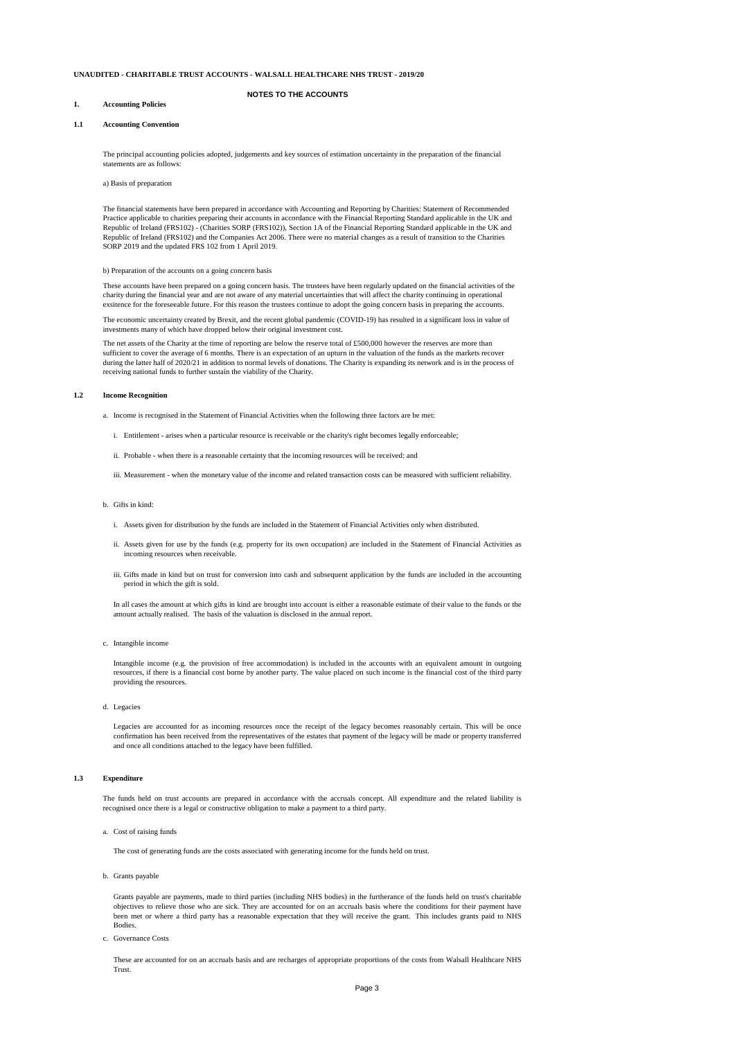UNAUDITED - CHARITABLE TRUST ACCOUNTS - WALSALL HEALTHCARE NHS TRUST - 2019/20

## NOTES TO THE ACCOUNTS

### 1. Accounting Policies

### 1.1 Accounting Convention

The principal accounting policies adopted, judgements and key sources of estimation uncertainty in the preparation of the financial statements are as follows:

a) Basis of preparation

The financial statements have been prepared in accordance with Accounting and Reporting by Charities: Statement of Recommended Practice applicable to charities preparing their accounts in accordance with the Financial Reporting Standard applicable in the UK and Republic of Ireland (FRS102) - (Charities SORP (FRS102)), Section 1A of the Financial Reporting Standard applicable in the UK and Republic of Ireland (FRS102) and the Companies Act 2006. There were no material changes as a result of transition to the Charities SORP 2019 and the updated FRS 102 from 1 April 2019.

b) Preparation of the accounts on a going concern basis

These accounts have been prepared on a going concern basis. The trustees have been regularly updated on the financial activities of the charity during the financial year and are not aware of any material uncertainties that will affect the charity continuing in operational exsitence for the foreseeable future. For this reason the trustees continue to adopt the going concern basis in preparing the accounts.

The economic uncertainty created by Brexit, and the recent global pandemic (COVID-19) has resulted in a significant loss in value of investments many of which have dropped below their original investment cost.

The net assets of the Charity at the time of reporting are below the reserve total of £500,000 however the reserves are more than sufficient to cover the average of 6 months. There is an expectation of an upturn in the valuation of the funds as the markets recover during the latter half of 2020/21 in addition to normal levels of donations. The Charity is expanding its network and is in the process of receiving national funds to further sustain the viability of the Charity.

### 1.2 Income Recognition

a. Income is recognised in the Statement of Financial Activities when the following three factors are be met:

   i. Entitlement - arises when a particular resource is receivable or the charity's right becomes legally enforceable;

   ii. Probable - when there is a reasonable certainty that the incoming resources will be received: and

   iii. Measurement - when the monetary value of the income and related transaction costs can be measured with sufficient reliability.

b. Gifts in kind:

   i. Assets given for distribution by the funds are included in the Statement of Financial Activities only when distributed.

   ii. Assets given for use by the funds (e.g. property for its own occupation) are included in the Statement of Financial Activities as incoming resources when receivable.

   iii. Gifts made in kind but on trust for conversion into cash and subsequent application by the funds are included in the accounting period in which the gift is sold.

   In all cases the amount at which gifts in kind are brought into account is either a reasonable estimate of their value to the funds or the amount actually realised. The basis of the valuation is disclosed in the annual report.

c. Intangible income

   Intangible income (e.g. the provision of free accommodation) is included in the accounts with an equivalent amount in outgoing resources, if there is a financial cost borne by another party. The value placed on such income is the financial cost of the third party providing the resources.

d. Legacies

   Legacies are accounted for as incoming resources once the receipt of the legacy becomes reasonably certain. This will be once confirmation has been received from the representatives of the estates that payment of the legacy will be made or property transferred and once all conditions attached to the legacy have been fulfilled.

### 1.3 Expenditure

The funds held on trust accounts are prepared in accordance with the accruals concept. All expenditure and the related liability is recognised once there is a legal or constructive obligation to make a payment to a third party.

a. Cost of raising funds

   The cost of generating funds are the costs associated with generating income for the funds held on trust.

b. Grants payable

   Grants payable are payments, made to third parties (including NHS bodies) in the furtherance of the funds held on trust's charitable objectives to relieve those who are sick. They are accounted for on an accruals basis where the conditions for their payment have been met or where a third party has a reasonable expectation that they will receive the grant. This includes grants paid to NHS Bodies.

c. Governance Costs

   These are accounted for on an accruals basis and are recharges of appropriate proportions of the costs from Walsall Healthcare NHS Trust.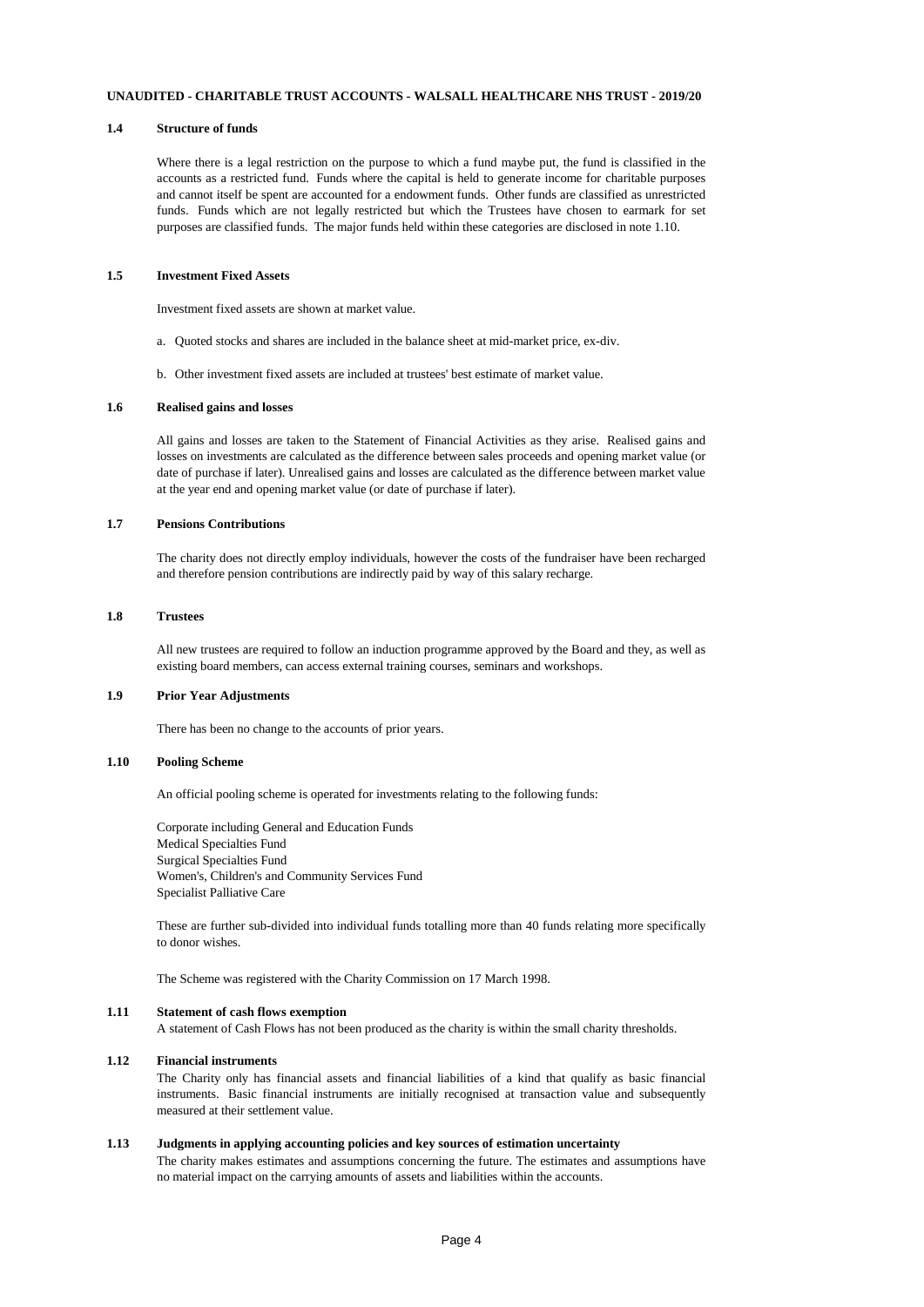**UNAUDITED - CHARITABLE TRUST ACCOUNTS - WALSALL HEALTHCARE NHS TRUST - 2019/20**

### 1.4 Structure of funds

Where there is a legal restriction on the purpose to which a fund maybe put, the fund is classified in the accounts as a restricted fund. Funds where the capital is held to generate income for charitable purposes and cannot itself be spent are accounted for a endowment funds. Other funds are classified as unrestricted funds. Funds which are not legally restricted but which the Trustees have chosen to earmark for set purposes are classified funds. The major funds held within these categories are disclosed in note 1.10.

### 1.5 Investment Fixed Assets

Investment fixed assets are shown at market value.

a. Quoted stocks and shares are included in the balance sheet at mid-market price, ex-div.

b. Other investment fixed assets are included at trustees' best estimate of market value.

### 1.6 Realised gains and losses

All gains and losses are taken to the Statement of Financial Activities as they arise. Realised gains and losses on investments are calculated as the difference between sales proceeds and opening market value (or date of purchase if later). Unrealised gains and losses are calculated as the difference between market value at the year end and opening market value (or date of purchase if later).

### 1.7 Pensions Contributions

The charity does not directly employ individuals, however the costs of the fundraiser have been recharged and therefore pension contributions are indirectly paid by way of this salary recharge.

### 1.8 Trustees

All new trustees are required to follow an induction programme approved by the Board and they, as well as existing board members, can access external training courses, seminars and workshops.

### 1.9 Prior Year Adjustments

There has been no change to the accounts of prior years.

### 1.10 Pooling Scheme

An official pooling scheme is operated for investments relating to the following funds:

Corporate including General and Education Funds
Medical Specialties Fund
Surgical Specialties Fund
Women's, Children's and Community Services Fund
Specialist Palliative Care

These are further sub-divided into individual funds totalling more than 40 funds relating more specifically to donor wishes.

The Scheme was registered with the Charity Commission on 17 March 1998.

### 1.11 Statement of cash flows exemption

A statement of Cash Flows has not been produced as the charity is within the small charity thresholds.

### 1.12 Financial instruments

The Charity only has financial assets and financial liabilities of a kind that qualify as basic financial instruments. Basic financial instruments are initially recognised at transaction value and subsequently measured at their settlement value.

### 1.13 Judgments in applying accounting policies and key sources of estimation uncertainty

The charity makes estimates and assumptions concerning the future. The estimates and assumptions have no material impact on the carrying amounts of assets and liabilities within the accounts.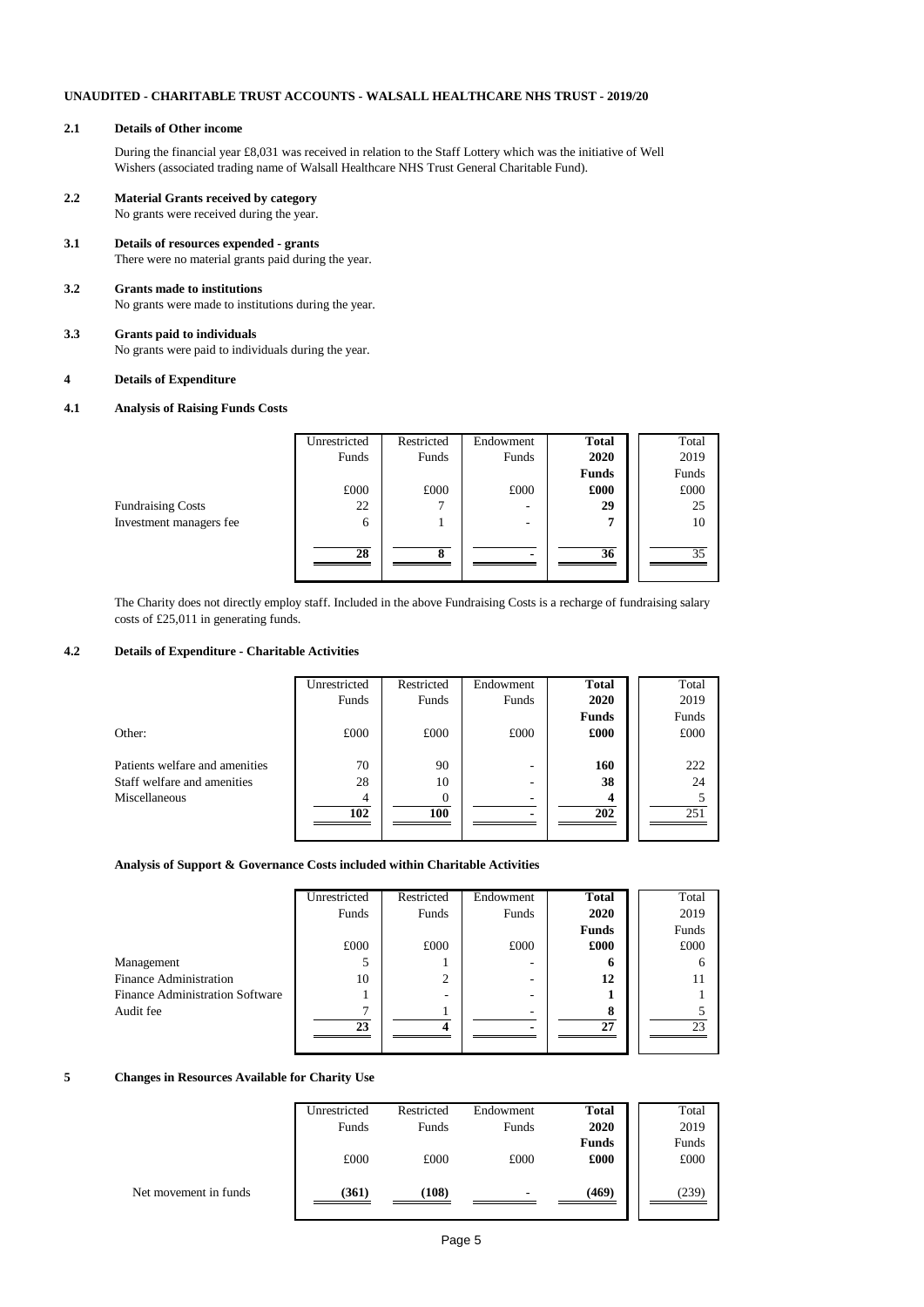## UNAUDITED - CHARITABLE TRUST ACCOUNTS - WALSALL HEALTHCARE NHS TRUST - 2019/20

### 2.1 Details of Other income

During the financial year £8,031 was received in relation to the Staff Lottery which was the initiative of Well Wishers (associated trading name of Walsall Healthcare NHS Trust General Charitable Fund).

### 2.2 Material Grants received by category

No grants were received during the year.

### 3.1 Details of resources expended - grants

There were no material grants paid during the year.

### 3.2 Grants made to institutions

No grants were made to institutions during the year.

### 3.3 Grants paid to individuals

No grants were paid to individuals during the year.

### 4 Details of Expenditure

### 4.1 Analysis of Raising Funds Costs

| | Unrestricted Funds | Restricted Funds | Endowment Funds | **Total 2020 Funds** | Total 2019 Funds |
|---|---|---|---|---|---|
| | £000 | £000 | £000 | **£000** | £000 |
| Fundraising Costs | 22 | 7 | - | **29** | 25 |
| Investment managers fee | 6 | 1 | - | **7** | 10 |
| | **28** | **8** | **-** | **36** | 35 |

The Charity does not directly employ staff. Included in the above Fundraising Costs is a recharge of fundraising salary costs of £25,011 in generating funds.

### 4.2 Details of Expenditure - Charitable Activities

| | Unrestricted Funds | Restricted Funds | Endowment Funds | **Total 2020 Funds** | Total 2019 Funds |
|---|---|---|---|---|---|
| Other: | £000 | £000 | £000 | **£000** | £000 |
| Patients welfare and amenities | 70 | 90 | - | **160** | 222 |
| Staff welfare and amenities | 28 | 10 | - | **38** | 24 |
| Miscellaneous | 4 | 0 | - | **4** | 5 |
| | **102** | **100** | **-** | **202** | 251 |

**Analysis of Support & Governance Costs included within Charitable Activities**

| | Unrestricted Funds | Restricted Funds | Endowment Funds | **Total 2020 Funds** | Total 2019 Funds |
|---|---|---|---|---|---|
| | £000 | £000 | £000 | **£000** | £000 |
| Management | 5 | 1 | - | **6** | 6 |
| Finance Administration | 10 | 2 | - | **12** | 11 |
| Finance Administration Software | 1 | - | - | **1** | 1 |
| Audit fee | 7 | 1 | - | **8** | 5 |
| | **23** | **4** | **-** | **27** | 23 |

### 5 Changes in Resources Available for Charity Use

| | Unrestricted Funds | Restricted Funds | Endowment Funds | **Total 2020 Funds** | Total 2019 Funds |
|---|---|---|---|---|---|
| | £000 | £000 | £000 | **£000** | £000 |
| Net movement in funds | **(361)** | **(108)** | - | **(469)** | (239) |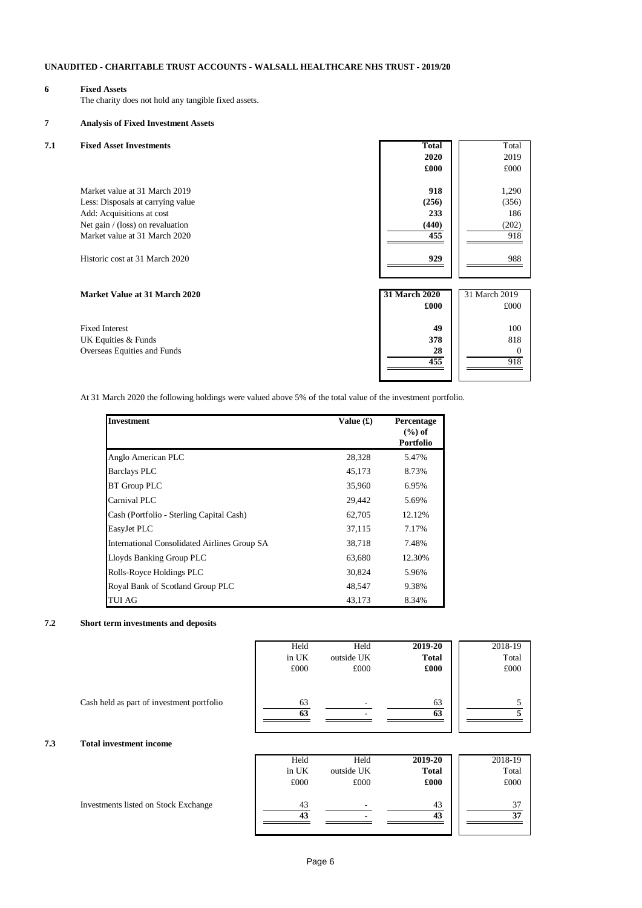**UNAUDITED - CHARITABLE TRUST ACCOUNTS - WALSALL HEALTHCARE NHS TRUST - 2019/20**

## 6 Fixed Assets

The charity does not hold any tangible fixed assets.

## 7 Analysis of Fixed Investment Assets

### 7.1 Fixed Asset Investments

| | **Total 2020 £000** | Total 2019 £000 |
|---|---|---|
| Market value at 31 March 2019 | **918** | 1,290 |
| Less: Disposals at carrying value | **(256)** | (356) |
| Add: Acquisitions at cost | **233** | 186 |
| Net gain / (loss) on revaluation | **(440)** | (202) |
| Market value at 31 March 2020 | **455** | 918 |
| | | |
| Historic cost at 31 March 2020 | **929** | 988 |

| **Market Value at 31 March 2020** | **31 March 2020 £000** | 31 March 2019 £000 |
|---|---|---|
| Fixed Interest | **49** | 100 |
| UK Equities & Funds | **378** | 818 |
| Overseas Equities and Funds | **28** | 0 |
| | **455** | 918 |

At 31 March 2020 the following holdings were valued above 5% of the total value of the investment portfolio.

| **Investment** | **Value (£)** | **Percentage (%) of Portfolio** |
|---|---|---|
| Anglo American PLC | 28,328 | 5.47% |
| Barclays PLC | 45,173 | 8.73% |
| BT Group PLC | 35,960 | 6.95% |
| Carnival PLC | 29,442 | 5.69% |
| Cash (Portfolio - Sterling Capital Cash) | 62,705 | 12.12% |
| EasyJet PLC | 37,115 | 7.17% |
| International Consolidated Airlines Group SA | 38,718 | 7.48% |
| Lloyds Banking Group PLC | 63,680 | 12.30% |
| Rolls-Royce Holdings PLC | 30,824 | 5.96% |
| Royal Bank of Scotland Group PLC | 48,547 | 9.38% |
| TUI AG | 43,173 | 8.34% |

### 7.2 Short term investments and deposits

| | Held in UK £000 | Held outside UK £000 | **2019-20 Total £000** | 2018-19 Total £000 |
|---|---|---|---|---|
| Cash held as part of investment portfolio | 63 | - | 63 | 5 |
| | **63** | **-** | **63** | **5** |

### 7.3 Total investment income

| | Held in UK £000 | Held outside UK £000 | **2019-20 Total £000** | 2018-19 Total £000 |
|---|---|---|---|---|
| Investments listed on Stock Exchange | 43 | - | 43 | 37 |
| | **43** | **-** | **43** | **37** |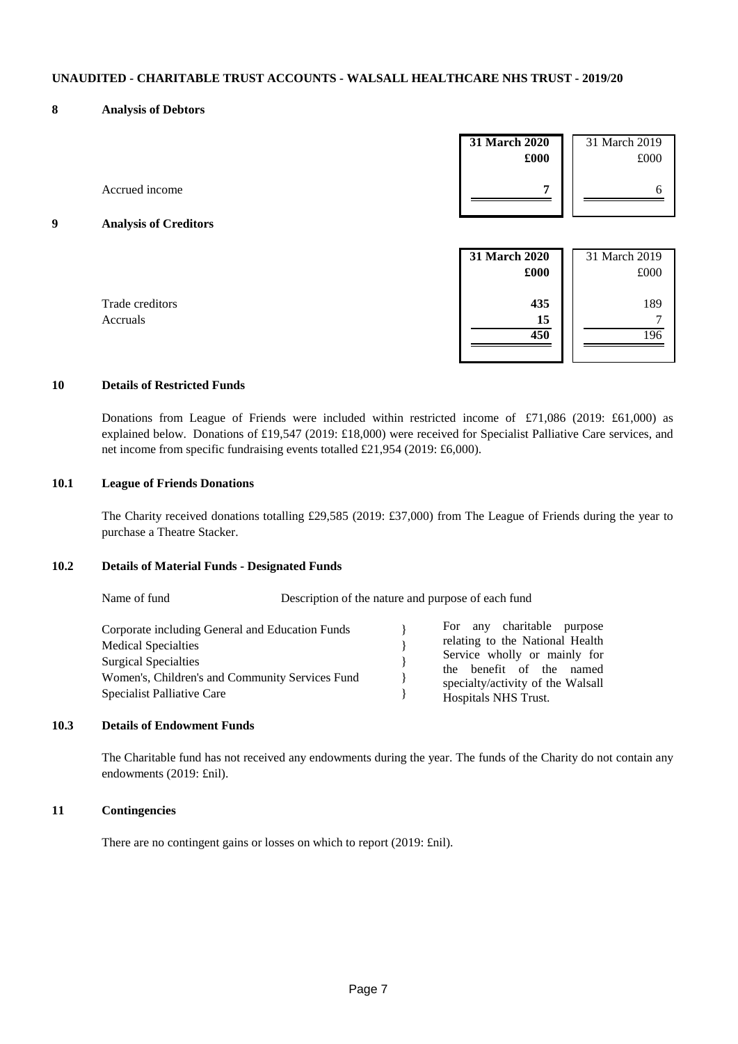**UNAUDITED - CHARITABLE TRUST ACCOUNTS - WALSALL HEALTHCARE NHS TRUST - 2019/20**

## 8 Analysis of Debtors

| | **31 March 2020** | 31 March 2019 |
|---|---|---|
| | **£000** | £000 |
| Accrued income | **7** | 6 |

## 9 Analysis of Creditors

| | **31 March 2020** | 31 March 2019 |
|---|---|---|
| | **£000** | £000 |
| Trade creditors | **435** | 189 |
| Accruals | **15** | 7 |
| | **450** | 196 |

## 10 Details of Restricted Funds

Donations from League of Friends were included within restricted income of £71,086 (2019: £61,000) as explained below. Donations of £19,547 (2019: £18,000) were received for Specialist Palliative Care services, and net income from specific fundraising events totalled £21,954 (2019: £6,000).

### 10.1 League of Friends Donations

The Charity received donations totalling £29,585 (2019: £37,000) from The League of Friends during the year to purchase a Theatre Stacker.

### 10.2 Details of Material Funds - Designated Funds

| Name of fund | Description of the nature and purpose of each fund |
|---|---|
| Corporate including General and Education Funds<br>Medical Specialties<br>Surgical Specialties<br>Women's, Children's and Community Services Fund<br>Specialist Palliative Care | For any charitable purpose relating to the National Health Service wholly or mainly for the benefit of the named specialty/activity of the Walsall Hospitals NHS Trust. |

### 10.3 Details of Endowment Funds

The Charitable fund has not received any endowments during the year. The funds of the Charity do not contain any endowments (2019: £nil).

## 11 Contingencies

There are no contingent gains or losses on which to report (2019: £nil).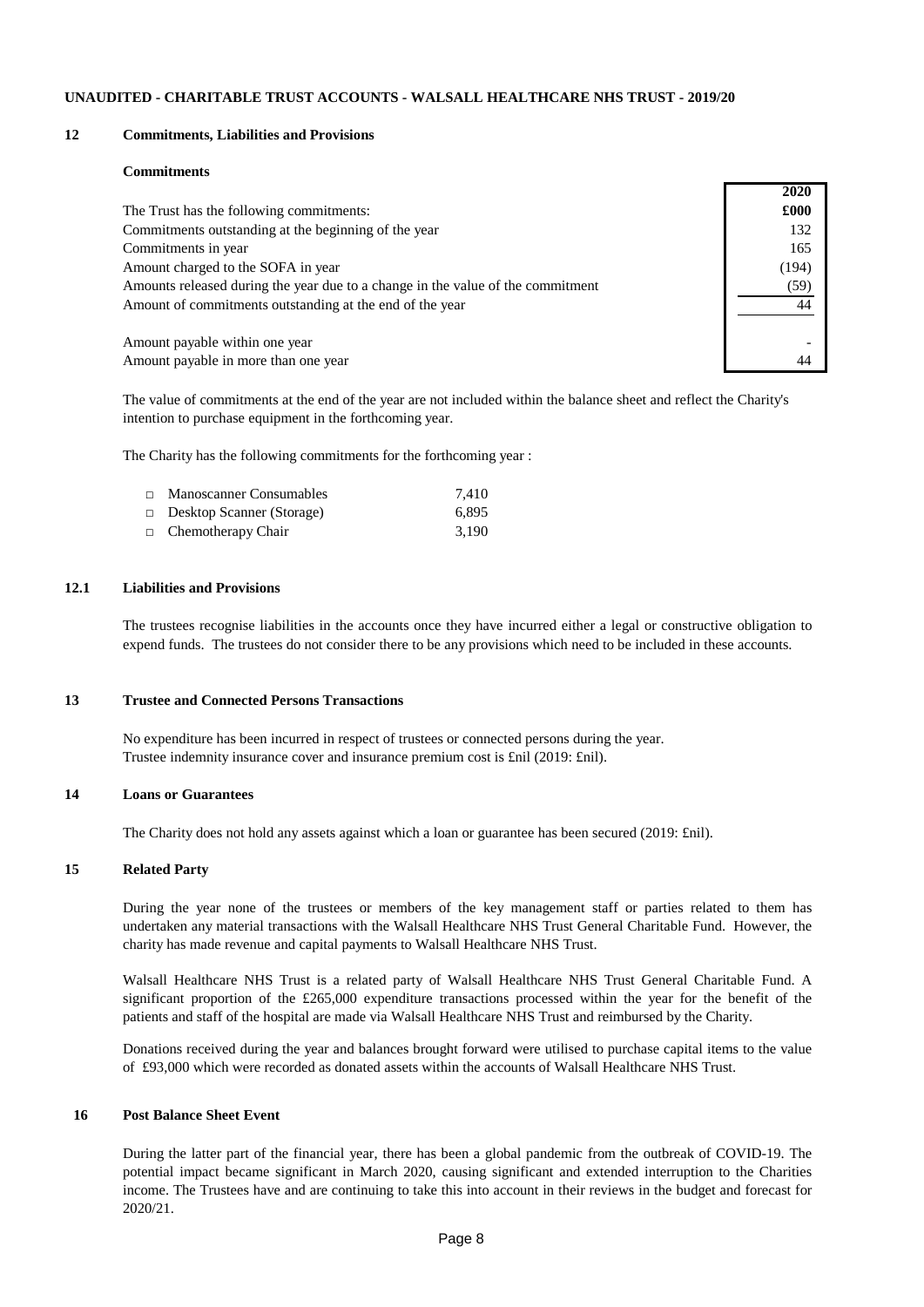**UNAUDITED - CHARITABLE TRUST ACCOUNTS - WALSALL HEALTHCARE NHS TRUST - 2019/20**

## 12 Commitments, Liabilities and Provisions

### Commitments

| | 2020 |
|---|---|
| The Trust has the following commitments: | £000 |
| Commitments outstanding at the beginning of the year | 132 |
| Commitments in year | 165 |
| Amount charged to the SOFA in year | (194) |
| Amounts released during the year due to a change in the value of the commitment | (59) |
| Amount of commitments outstanding at the end of the year | 44 |
| | |
| Amount payable within one year | - |
| Amount payable in more than one year | 44 |

The value of commitments at the end of the year are not included within the balance sheet and reflect the Charity's intention to purchase equipment in the forthcoming year.

The Charity has the following commitments for the forthcoming year :

| | |
|---|---|
| □ Manoscanner Consumables | 7,410 |
| □ Desktop Scanner (Storage) | 6,895 |
| □ Chemotherapy Chair | 3,190 |

## 12.1 Liabilities and Provisions

The trustees recognise liabilities in the accounts once they have incurred either a legal or constructive obligation to expend funds. The trustees do not consider there to be any provisions which need to be included in these accounts.

## 13 Trustee and Connected Persons Transactions

No expenditure has been incurred in respect of trustees or connected persons during the year.
Trustee indemnity insurance cover and insurance premium cost is £nil (2019: £nil).

## 14 Loans or Guarantees

The Charity does not hold any assets against which a loan or guarantee has been secured (2019: £nil).

## 15 Related Party

During the year none of the trustees or members of the key management staff or parties related to them has undertaken any material transactions with the Walsall Healthcare NHS Trust General Charitable Fund. However, the charity has made revenue and capital payments to Walsall Healthcare NHS Trust.

Walsall Healthcare NHS Trust is a related party of Walsall Healthcare NHS Trust General Charitable Fund. A significant proportion of the £265,000 expenditure transactions processed within the year for the benefit of the patients and staff of the hospital are made via Walsall Healthcare NHS Trust and reimbursed by the Charity.

Donations received during the year and balances brought forward were utilised to purchase capital items to the value of £93,000 which were recorded as donated assets within the accounts of Walsall Healthcare NHS Trust.

## 16 Post Balance Sheet Event

During the latter part of the financial year, there has been a global pandemic from the outbreak of COVID-19. The potential impact became significant in March 2020, causing significant and extended interruption to the Charities income. The Trustees have and are continuing to take this into account in their reviews in the budget and forecast for 2020/21.